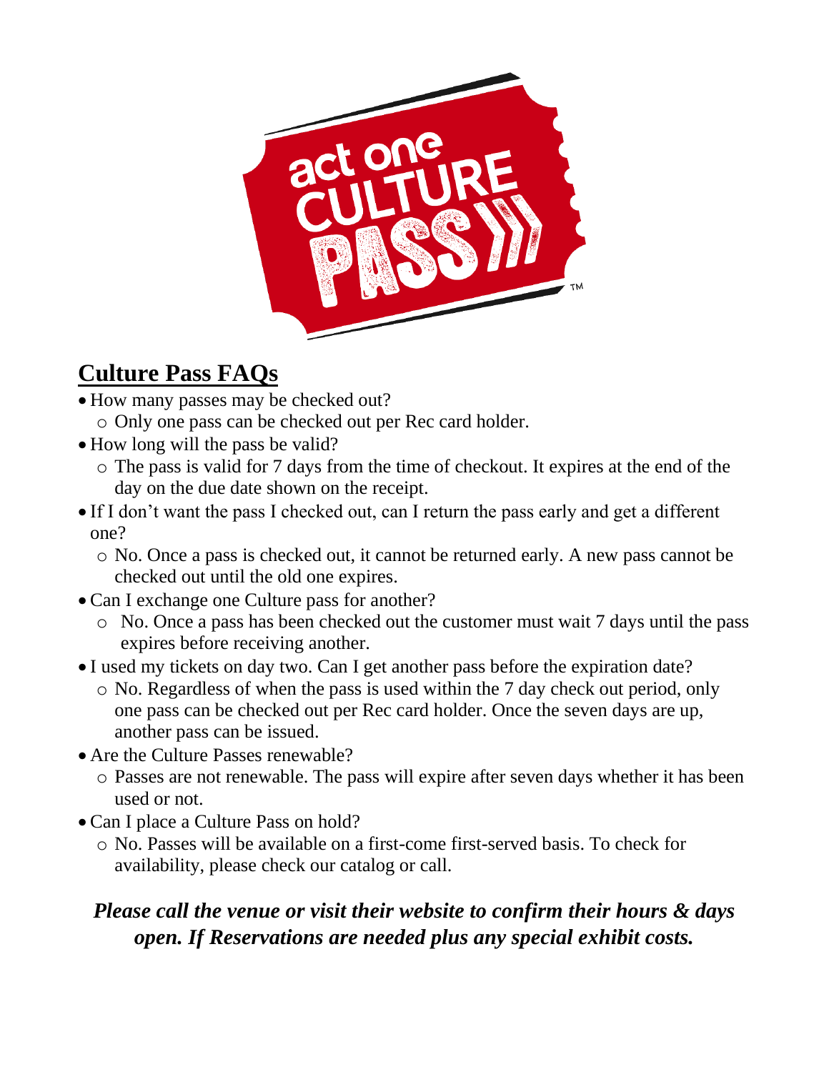## Culture Pass FAQs

- How many passes may be checked out?
  - Only one pass can be checked out per Rec card holder.
- How long will the pass be valid?
  - The pass is valid for 7 days from the time of checkout. It expires at the end of the day on the due date shown on the receipt.
- If I don't want the pass I checked out, can I return the pass early and get a different one?
  - No. Once a pass is checked out, it cannot be returned early. A new pass cannot be checked out until the old one expires.
- Can I exchange one Culture pass for another?
  - No. Once a pass has been checked out the customer must wait 7 days until the pass expires before receiving another.
- I used my tickets on day two. Can I get another pass before the expiration date?
  - No. Regardless of when the pass is used within the 7 day check out period, only one pass can be checked out per Rec card holder. Once the seven days are up, another pass can be issued.
- Are the Culture Passes renewable?
  - Passes are not renewable. The pass will expire after seven days whether it has been used or not.
- Can I place a Culture Pass on hold?
  - No. Passes will be available on a first-come first-served basis. To check for availability, please check our catalog or call.

***Please call the venue or visit their website to confirm their hours & days open. If Reservations are needed plus any special exhibit costs.***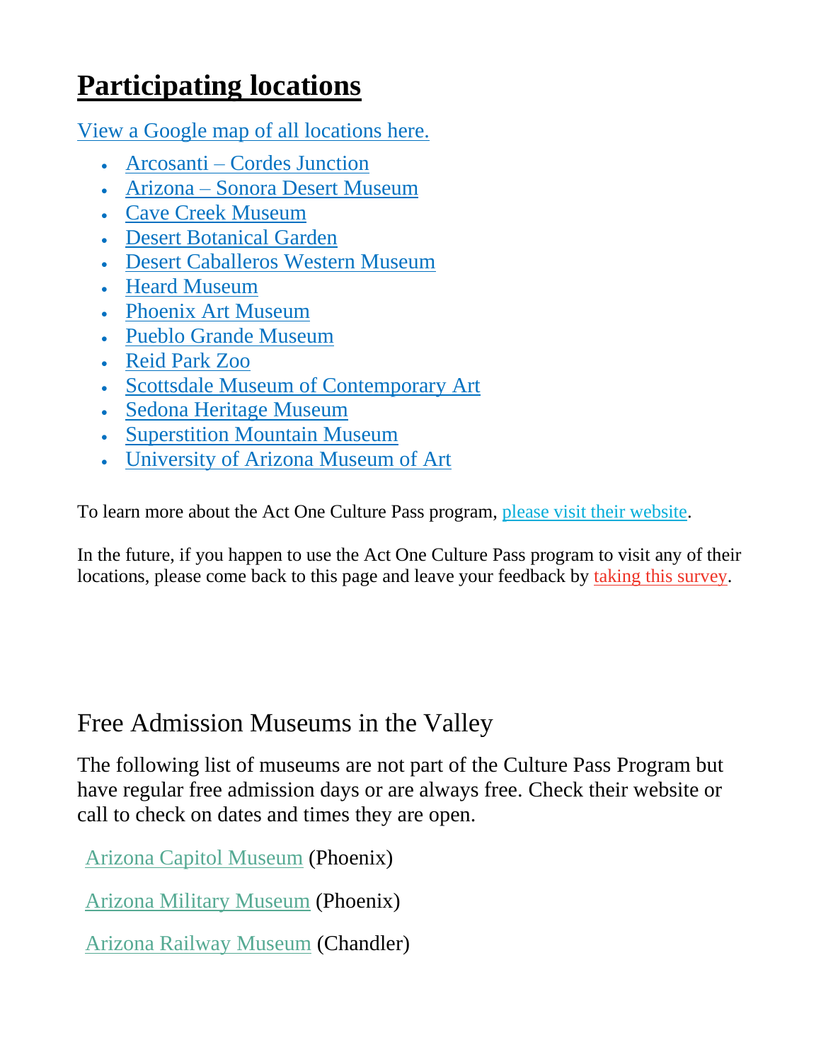# **Participating locations**

View a Google map of all locations here.

- Arcosanti – Cordes Junction
- Arizona – Sonora Desert Museum
- Cave Creek Museum
- Desert Botanical Garden
- Desert Caballeros Western Museum
- Heard Museum
- Phoenix Art Museum
- Pueblo Grande Museum
- Reid Park Zoo
- Scottsdale Museum of Contemporary Art
- Sedona Heritage Museum
- Superstition Mountain Museum
- University of Arizona Museum of Art

To learn more about the Act One Culture Pass program, please visit their website.

In the future, if you happen to use the Act One Culture Pass program to visit any of their locations, please come back to this page and leave your feedback by taking this survey.

## Free Admission Museums in the Valley

The following list of museums are not part of the Culture Pass Program but have regular free admission days or are always free. Check their website or call to check on dates and times they are open.

Arizona Capitol Museum (Phoenix)

Arizona Military Museum (Phoenix)

Arizona Railway Museum (Chandler)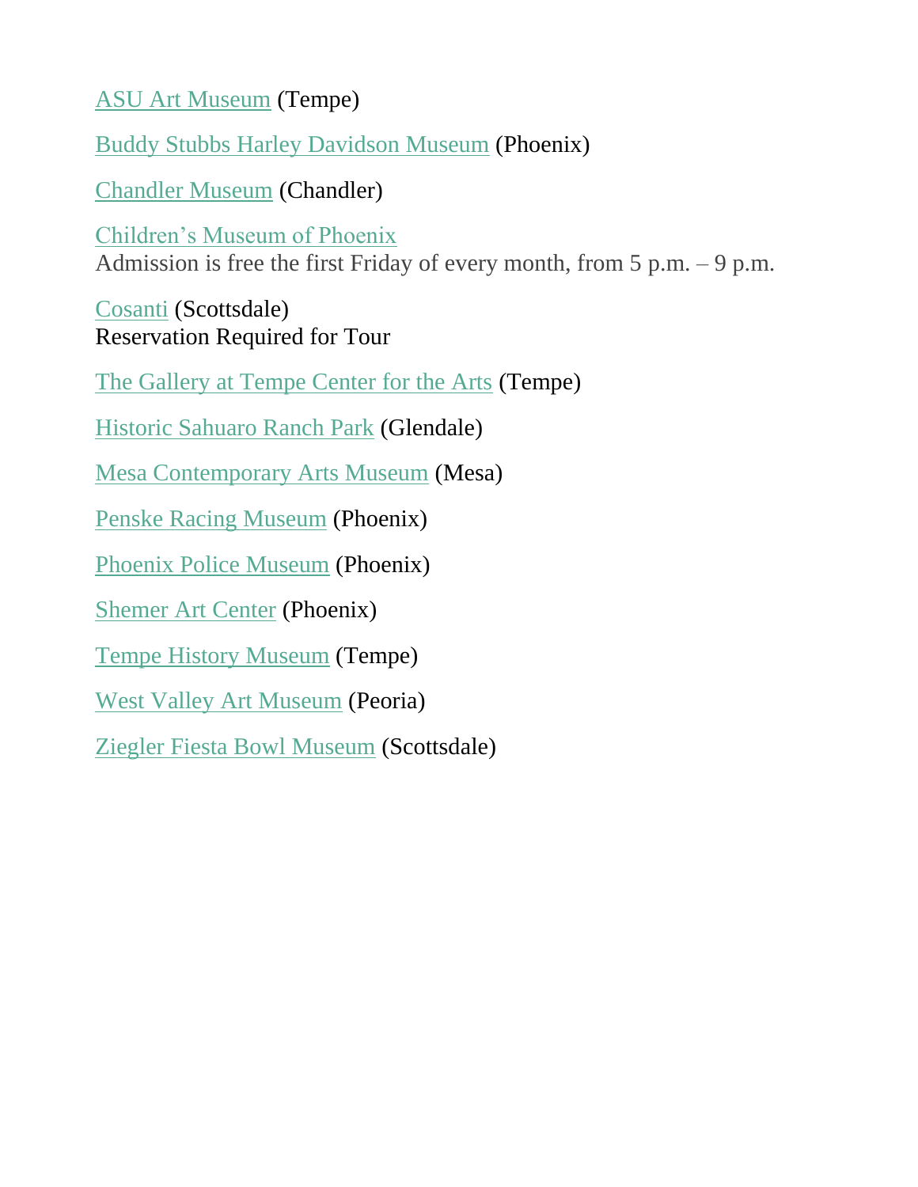ASU Art Museum (Tempe)

Buddy Stubbs Harley Davidson Museum (Phoenix)

Chandler Museum (Chandler)

Children's Museum of Phoenix
Admission is free the first Friday of every month, from 5 p.m. – 9 p.m.

Cosanti (Scottsdale)
Reservation Required for Tour

The Gallery at Tempe Center for the Arts (Tempe)

Historic Sahuaro Ranch Park (Glendale)

Mesa Contemporary Arts Museum (Mesa)

Penske Racing Museum (Phoenix)

Phoenix Police Museum (Phoenix)

Shemer Art Center (Phoenix)

Tempe History Museum (Tempe)

West Valley Art Museum (Peoria)

Ziegler Fiesta Bowl Museum (Scottsdale)